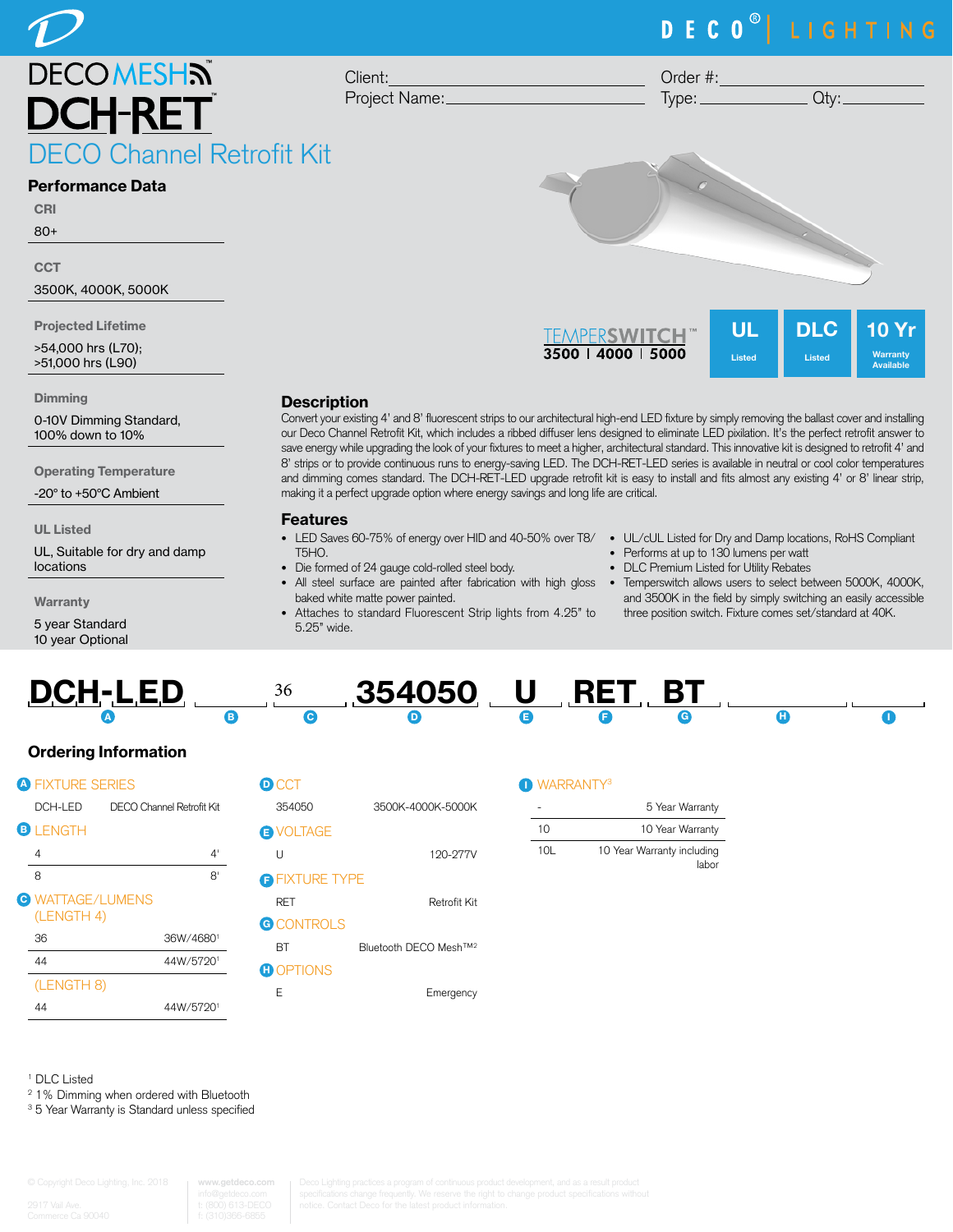# DECO MESH™

# DCH-RET™

## DECO Channel Retrofit Kit

Client: ______________________ Order #: ______________________

Project Name: ______________________ Type: ______________ Qty: ________

### Performance Data

**CRI**

80+

**CCT**

3500K, 4000K, 5000K

**Projected Lifetime**

>54,000 hrs (L70);
>51,000 hrs (L90)

**Dimming**

0-10V Dimming Standard, 100% down to 10%

**Operating Temperature**

-20° to +50°C Ambient

**UL Listed**

UL, Suitable for dry and damp locations

**Warranty**

5 year Standard
10 year Optional

TEMPERSWITCH™ 3500 | 4000 | 5000

UL Listed | DLC Listed | 10 Yr Warranty Available

### Description

Convert your existing 4' and 8' fluorescent strips to our architectural high-end LED fixture by simply removing the ballast cover and installing our Deco Channel Retrofit Kit, which includes a ribbed diffuser lens designed to eliminate LED pixilation. It's the perfect retrofit answer to save energy while upgrading the look of your fixtures to meet a higher, architectural standard. This innovative kit is designed to retrofit 4' and 8' strips or to provide continuous runs to energy-saving LED. The DCH-RET-LED series is available in neutral or cool color temperatures and dimming comes standard. The DCH-RET-LED upgrade retrofit kit is easy to install and fits almost any existing 4' or 8' linear strip, making it a perfect upgrade option where energy savings and long life are critical.

### Features

- LED Saves 60-75% of energy over HID and 40-50% over T8/ T5HO.
- Die formed of 24 gauge cold-rolled steel body.
- All steel surface are painted after fabrication with high gloss baked white matte power painted.
- Attaches to standard Fluorescent Strip lights from 4.25" to 5.25" wide.
- UL/cUL Listed for Dry and Damp locations, RoHS Compliant
- Performs at up to 130 lumens per watt
- DLC Premium Listed for Utility Rebates
- Temperswitch allows users to select between 5000K, 4000K, and 3500K in the field by simply switching an easily accessible three position switch. Fixture comes set/standard at 40K.

| A | B | C | D | E | F | G | H | I |
|---|---|---|---|---|---|---|---|---|
| DCH-LED | | 36 | 354050 | U | RET | BT | | |

### Ordering Information

**A FIXTURE SERIES**

| | |
|---|---|
| DCH-LED | DECO Channel Retrofit Kit |

**B LENGTH**

| | |
|---|---|
| 4 | 4' |
| 8 | 8' |

**C WATTAGE/LUMENS (LENGTH 4)**

| | |
|---|---|
| 36 | 36W/4680[1] |
| 44 | 44W/5720[1] |

**(LENGTH 8)**

| | |
|---|---|
| 44 | 44W/5720[1] |

**D CCT**

| | |
|---|---|
| 354050 | 3500K-4000K-5000K |

**E VOLTAGE**

| | |
|---|---|
| U | 120-277V |

**F FIXTURE TYPE**

| | |
|---|---|
| RET | Retrofit Kit |

**G CONTROLS**

| | |
|---|---|
| BT | Bluetooth DECO Mesh™[2] |

**H OPTIONS**

| | |
|---|---|
| E | Emergency |

**I WARRANTY[3]**

| | |
|---|---|
| - | 5 Year Warranty |
| 10 | 10 Year Warranty |
| 10L | 10 Year Warranty including labor |

[1] DLC Listed
[2] 1% Dimming when ordered with Bluetooth
[3] 5 Year Warranty is Standard unless specified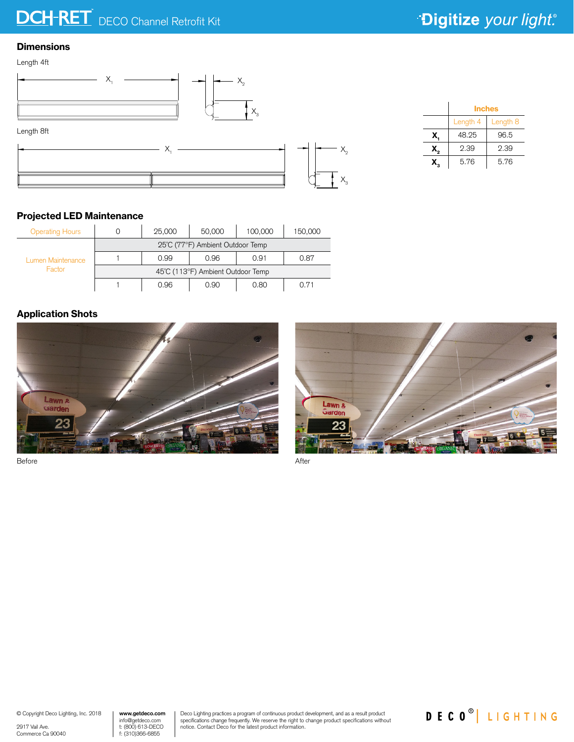## Dimensions

Length 4ft

$X_1$

$X_2$

$X_3$

Length 8ft

$X_1$

$X_2$

$X_3$

| | Inches | |
|---|---|---|
| | Length 4 | Length 8 |
| $X_1$ | 48.25 | 96.5 |
| $X_2$ | 2.39 | 2.39 |
| $X_3$ | 5.76 | 5.76 |

## Projected LED Maintenance

| Operating Hours | 0 | 25,000 | 50,000 | 100,000 | 150,000 |
|---|---|---|---|---|---|
| Lumen Maintenance Factor | 25°C (77°F) Ambient Outdoor Temp | | | | |
| | 1 | 0.99 | 0.96 | 0.91 | 0.87 |
| | 45°C (113°F) Ambient Outdoor Temp | | | | |
| | 1 | 0.96 | 0.90 | 0.80 | 0.71 |

## Application Shots

Before

After

© Copyright Deco Lighting, Inc. 2018

2917 Vail Ave.
Commerce Ca 90040

**www.getdeco.com**
info@getdeco.com
t: (800) 613-DECO
f: (310)366-6855

Deco Lighting practices a program of continuous product development, and as a result product specifications change frequently. We reserve the right to change product specifications without notice. Contact Deco for the latest product information.